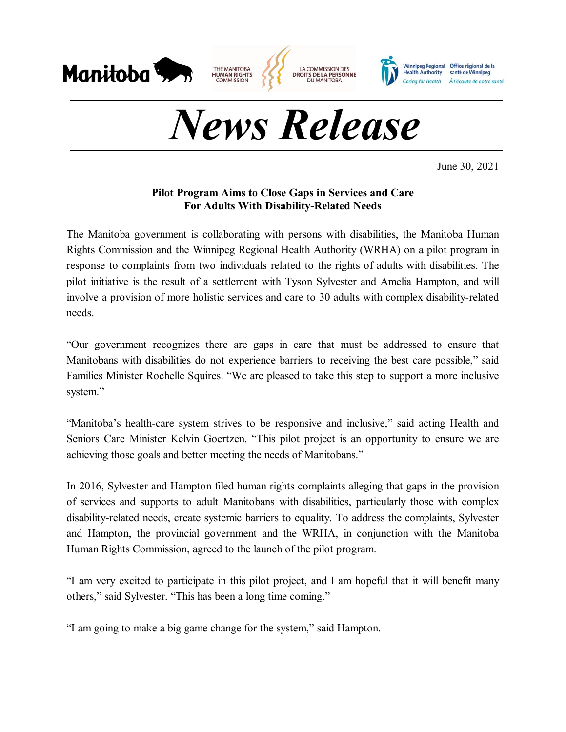Manitoba

THE MANITOBA HUMAN RIGHTS COMMISSION — LA COMMISSION DES DROITS DE LA PERSONNE DU MANITOBA

Winnipeg Regional Health Authority — Caring for Health | Office régional de la santé de Winnipeg — À l'écoute de notre santé

# *News Release*

June 30, 2021

**Pilot Program Aims to Close Gaps in Services and Care For Adults With Disability-Related Needs**

The Manitoba government is collaborating with persons with disabilities, the Manitoba Human Rights Commission and the Winnipeg Regional Health Authority (WRHA) on a pilot program in response to complaints from two individuals related to the rights of adults with disabilities. The pilot initiative is the result of a settlement with Tyson Sylvester and Amelia Hampton, and will involve a provision of more holistic services and care to 30 adults with complex disability-related needs.

"Our government recognizes there are gaps in care that must be addressed to ensure that Manitobans with disabilities do not experience barriers to receiving the best care possible," said Families Minister Rochelle Squires. "We are pleased to take this step to support a more inclusive system."

"Manitoba's health-care system strives to be responsive and inclusive," said acting Health and Seniors Care Minister Kelvin Goertzen. "This pilot project is an opportunity to ensure we are achieving those goals and better meeting the needs of Manitobans."

In 2016, Sylvester and Hampton filed human rights complaints alleging that gaps in the provision of services and supports to adult Manitobans with disabilities, particularly those with complex disability-related needs, create systemic barriers to equality. To address the complaints, Sylvester and Hampton, the provincial government and the WRHA, in conjunction with the Manitoba Human Rights Commission, agreed to the launch of the pilot program.

"I am very excited to participate in this pilot project, and I am hopeful that it will benefit many others," said Sylvester. "This has been a long time coming."

"I am going to make a big game change for the system," said Hampton.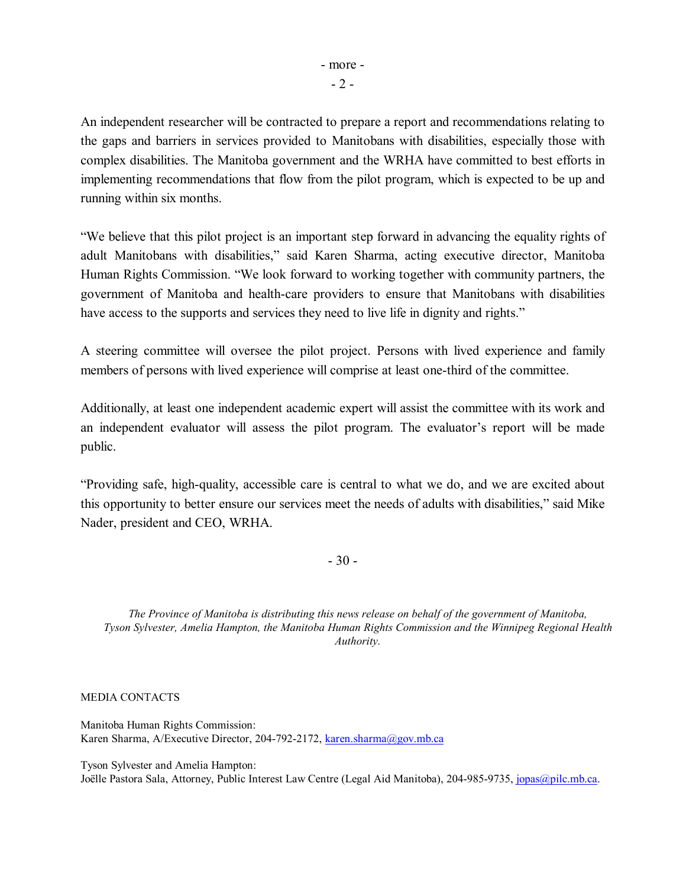An independent researcher will be contracted to prepare a report and recommendations relating to the gaps and barriers in services provided to Manitobans with disabilities, especially those with complex disabilities. The Manitoba government and the WRHA have committed to best efforts in implementing recommendations that flow from the pilot program, which is expected to be up and running within six months.

"We believe that this pilot project is an important step forward in advancing the equality rights of adult Manitobans with disabilities," said Karen Sharma, acting executive director, Manitoba Human Rights Commission. "We look forward to working together with community partners, the government of Manitoba and health-care providers to ensure that Manitobans with disabilities have access to the supports and services they need to live life in dignity and rights."

A steering committee will oversee the pilot project. Persons with lived experience and family members of persons with lived experience will comprise at least one-third of the committee.

Additionally, at least one independent academic expert will assist the committee with its work and an independent evaluator will assess the pilot program. The evaluator's report will be made public.

"Providing safe, high-quality, accessible care is central to what we do, and we are excited about this opportunity to better ensure our services meet the needs of adults with disabilities," said Mike Nader, president and CEO, WRHA.

\- 30 -

*The Province of Manitoba is distributing this news release on behalf of the government of Manitoba, Tyson Sylvester, Amelia Hampton, the Manitoba Human Rights Commission and the Winnipeg Regional Health Authority.*

MEDIA CONTACTS

Manitoba Human Rights Commission:
Karen Sharma, A/Executive Director, 204-792-2172, karen.sharma@gov.mb.ca

Tyson Sylvester and Amelia Hampton:
Joëlle Pastora Sala, Attorney, Public Interest Law Centre (Legal Aid Manitoba), 204-985-9735, jopas@pilc.mb.ca.